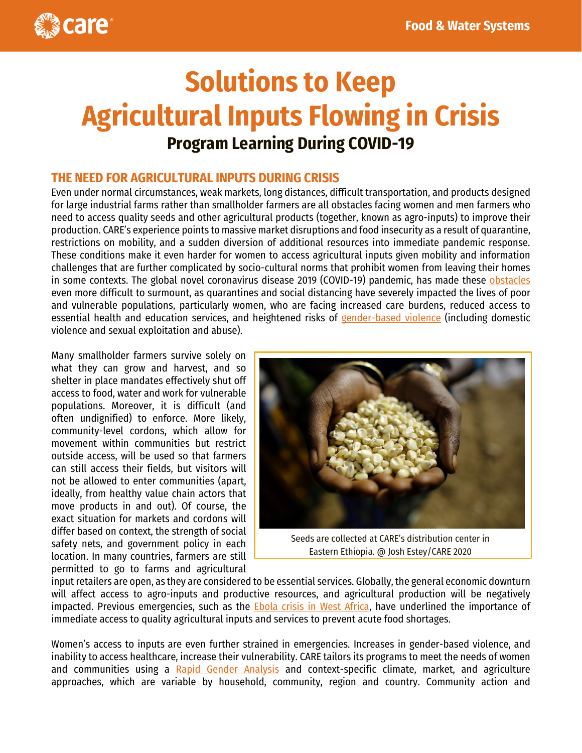# Solutions to Keep Agricultural Inputs Flowing in Crisis

## Program Learning During COVID-19

### THE NEED FOR AGRICULTURAL INPUTS DURING CRISIS

Even under normal circumstances, weak markets, long distances, difficult transportation, and products designed for large industrial farms rather than smallholder farmers are all obstacles facing women and men farmers who need to access quality seeds and other agricultural products (together, known as agro-inputs) to improve their production. CARE's experience points to massive market disruptions and food insecurity as a result of quarantine, restrictions on mobility, and a sudden diversion of additional resources into immediate pandemic response. These conditions make it even harder for women to access agricultural inputs given mobility and information challenges that are further complicated by socio-cultural norms that prohibit women from leaving their homes in some contexts. The global novel coronavirus disease 2019 (COVID-19) pandemic, has made these obstacles even more difficult to surmount, as quarantines and social distancing have severely impacted the lives of poor and vulnerable populations, particularly women, who are facing increased care burdens, reduced access to essential health and education services, and heightened risks of gender-based violence (including domestic violence and sexual exploitation and abuse).

Many smallholder farmers survive solely on what they can grow and harvest, and so shelter in place mandates effectively shut off access to food, water and work for vulnerable populations. Moreover, it is difficult (and often undignified) to enforce. More likely, community-level cordons, which allow for movement within communities but restrict outside access, will be used so that farmers can still access their fields, but visitors will not be allowed to enter communities (apart, ideally, from healthy value chain actors that move products in and out). Of course, the exact situation for markets and cordons will differ based on context, the strength of social safety nets, and government policy in each location. In many countries, farmers are still permitted to go to farms and agricultural input retailers are open, as they are considered to be essential services. Globally, the general economic downturn will affect access to agro-inputs and productive resources, and agricultural production will be negatively impacted. Previous emergencies, such as the Ebola crisis in West Africa, have underlined the importance of immediate access to quality agricultural inputs and services to prevent acute food shortages.

Seeds are collected at CARE's distribution center in Eastern Ethiopia. @ Josh Estey/CARE 2020

Women's access to inputs are even further strained in emergencies. Increases in gender-based violence, and inability to access healthcare, increase their vulnerability. CARE tailors its programs to meet the needs of women and communities using a Rapid Gender Analysis and context-specific climate, market, and agriculture approaches, which are variable by household, community, region and country. Community action and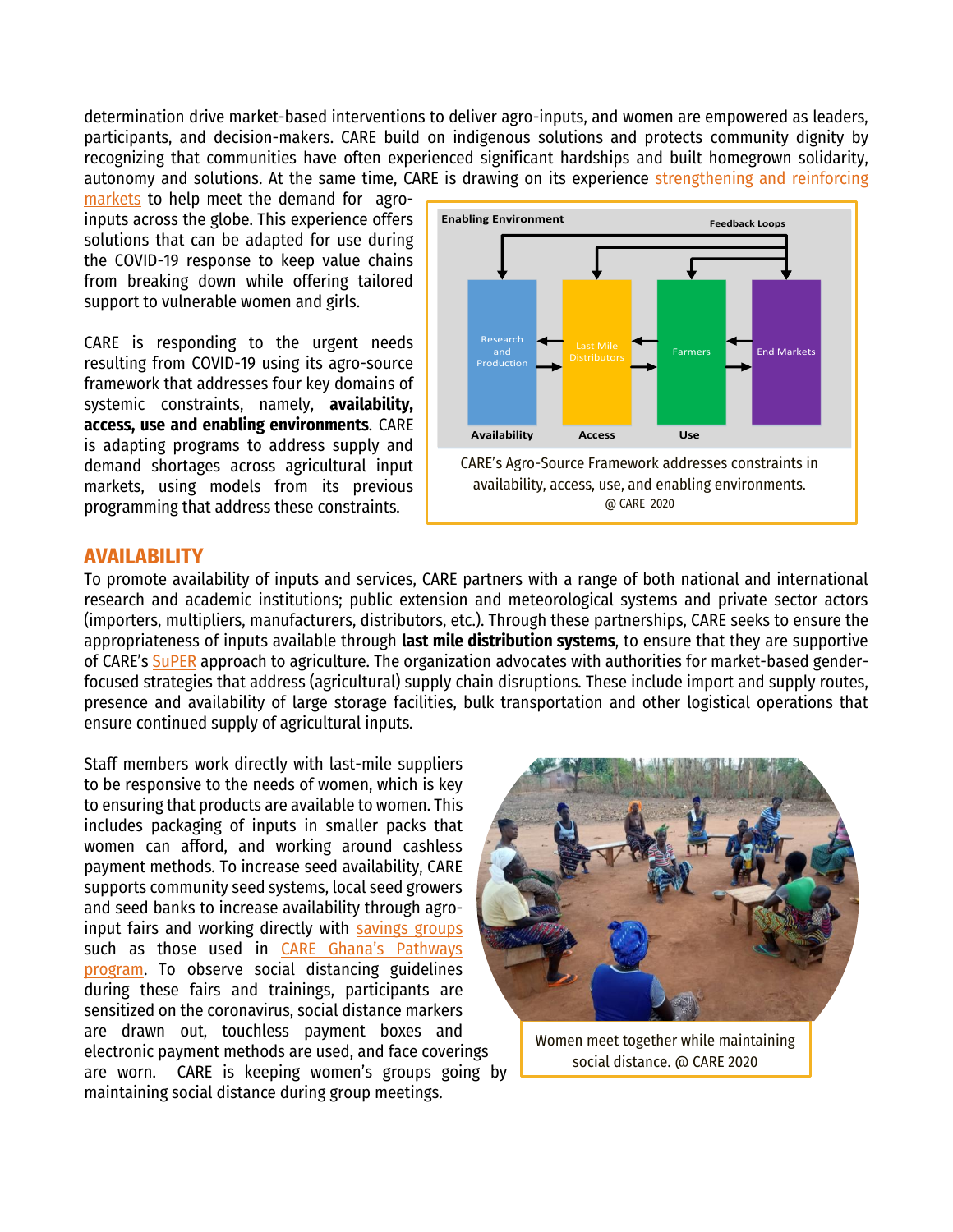determination drive market-based interventions to deliver agro-inputs, and women are empowered as leaders, participants, and decision-makers. CARE build on indigenous solutions and protects community dignity by recognizing that communities have often experienced significant hardships and built homegrown solidarity, autonomy and solutions. At the same time, CARE is drawing on its experience strengthening and reinforcing markets to help meet the demand for agro-inputs across the globe. This experience offers solutions that can be adapted for use during the COVID-19 response to keep value chains from breaking down while offering tailored support to vulnerable women and girls.

CARE is responding to the urgent needs resulting from COVID-19 using its agro-source framework that addresses four key domains of systemic constraints, namely, **availability, access, use and enabling environments**. CARE is adapting programs to address supply and demand shortages across agricultural input markets, using models from its previous programming that address these constraints.

CARE's Agro-Source Framework addresses constraints in availability, access, use, and enabling environments. @ CARE 2020

## AVAILABILITY

To promote availability of inputs and services, CARE partners with a range of both national and international research and academic institutions; public extension and meteorological systems and private sector actors (importers, multipliers, manufacturers, distributors, etc.). Through these partnerships, CARE seeks to ensure the appropriateness of inputs available through **last mile distribution systems**, to ensure that they are supportive of CARE's SuPER approach to agriculture. The organization advocates with authorities for market-based gender-focused strategies that address (agricultural) supply chain disruptions. These include import and supply routes, presence and availability of large storage facilities, bulk transportation and other logistical operations that ensure continued supply of agricultural inputs.

Staff members work directly with last-mile suppliers to be responsive to the needs of women, which is key to ensuring that products are available to women. This includes packaging of inputs in smaller packs that women can afford, and working around cashless payment methods. To increase seed availability, CARE supports community seed systems, local seed growers and seed banks to increase availability through agro-input fairs and working directly with savings groups such as those used in CARE Ghana's Pathways program. To observe social distancing guidelines during these fairs and trainings, participants are sensitized on the coronavirus, social distance markers are drawn out, touchless payment boxes and electronic payment methods are used, and face coverings are worn. CARE is keeping women's groups going by maintaining social distance during group meetings.

Women meet together while maintaining social distance. @ CARE 2020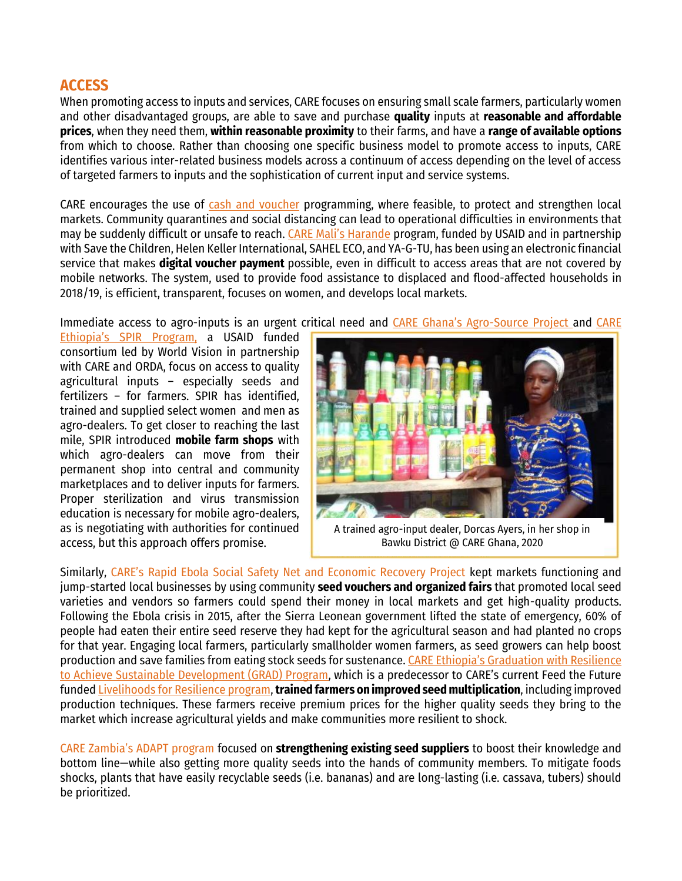## ACCESS

When promoting access to inputs and services, CARE focuses on ensuring small scale farmers, particularly women and other disadvantaged groups, are able to save and purchase **quality** inputs at **reasonable and affordable prices**, when they need them, **within reasonable proximity** to their farms, and have a **range of available options** from which to choose. Rather than choosing one specific business model to promote access to inputs, CARE identifies various inter-related business models across a continuum of access depending on the level of access of targeted farmers to inputs and the sophistication of current input and service systems.

CARE encourages the use of cash and voucher programming, where feasible, to protect and strengthen local markets. Community quarantines and social distancing can lead to operational difficulties in environments that may be suddenly difficult or unsafe to reach. CARE Mali's Harande program, funded by USAID and in partnership with Save the Children, Helen Keller International, SAHEL ECO, and YA-G-TU, has been using an electronic financial service that makes **digital voucher payment** possible, even in difficult to access areas that are not covered by mobile networks. The system, used to provide food assistance to displaced and flood-affected households in 2018/19, is efficient, transparent, focuses on women, and develops local markets.

Immediate access to agro-inputs is an urgent critical need and CARE Ghana's Agro-Source Project and CARE Ethiopia's SPIR Program, a USAID funded consortium led by World Vision in partnership with CARE and ORDA, focus on access to quality agricultural inputs – especially seeds and fertilizers – for farmers. SPIR has identified, trained and supplied select women and men as agro-dealers. To get closer to reaching the last mile, SPIR introduced **mobile farm shops** with which agro-dealers can move from their permanent shop into central and community marketplaces and to deliver inputs for farmers. Proper sterilization and virus transmission education is necessary for mobile agro-dealers, as is negotiating with authorities for continued access, but this approach offers promise.

A trained agro-input dealer, Dorcas Ayers, in her shop in Bawku District @ CARE Ghana, 2020

Similarly, CARE's Rapid Ebola Social Safety Net and Economic Recovery Project kept markets functioning and jump-started local businesses by using community **seed vouchers and organized fairs** that promoted local seed varieties and vendors so farmers could spend their money in local markets and get high-quality products. Following the Ebola crisis in 2015, after the Sierra Leonean government lifted the state of emergency, 60% of people had eaten their entire seed reserve they had kept for the agricultural season and had planted no crops for that year. Engaging local farmers, particularly smallholder women farmers, as seed growers can help boost production and save families from eating stock seeds for sustenance. CARE Ethiopia's Graduation with Resilience to Achieve Sustainable Development (GRAD) Program, which is a predecessor to CARE's current Feed the Future funded Livelihoods for Resilience program, **trained farmers on improved seed multiplication**, including improved production techniques. These farmers receive premium prices for the higher quality seeds they bring to the market which increase agricultural yields and make communities more resilient to shock.

CARE Zambia's ADAPT program focused on **strengthening existing seed suppliers** to boost their knowledge and bottom line—while also getting more quality seeds into the hands of community members. To mitigate foods shocks, plants that have easily recyclable seeds (i.e. bananas) and are long-lasting (i.e. cassava, tubers) should be prioritized.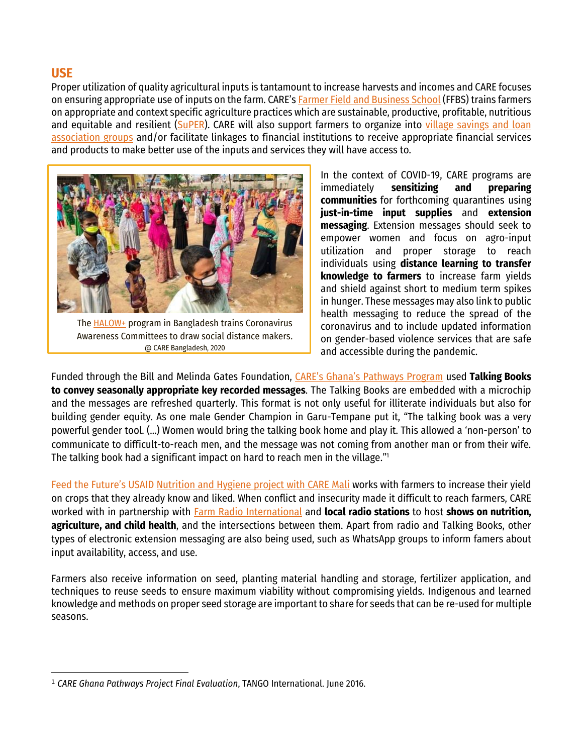## USE

Proper utilization of quality agricultural inputs is tantamount to increase harvests and incomes and CARE focuses on ensuring appropriate use of inputs on the farm. CARE's Farmer Field and Business School (FFBS) trains farmers on appropriate and context specific agriculture practices which are sustainable, productive, profitable, nutritious and equitable and resilient (SuPER). CARE will also support farmers to organize into village savings and loan association groups and/or facilitate linkages to financial institutions to receive appropriate financial services and products to make better use of the inputs and services they will have access to.

The HALOW+ program in Bangladesh trains Coronavirus Awareness Committees to draw social distance makers.
@ CARE Bangladesh, 2020

In the context of COVID-19, CARE programs are immediately **sensitizing and preparing communities** for forthcoming quarantines using **just-in-time input supplies** and **extension messaging**. Extension messages should seek to empower women and focus on agro-input utilization and proper storage to reach individuals using **distance learning to transfer knowledge to farmers** to increase farm yields and shield against short to medium term spikes in hunger. These messages may also link to public health messaging to reduce the spread of the coronavirus and to include updated information on gender-based violence services that are safe and accessible during the pandemic.

Funded through the Bill and Melinda Gates Foundation, CARE's Ghana's Pathways Program used **Talking Books to convey seasonally appropriate key recorded messages**. The Talking Books are embedded with a microchip and the messages are refreshed quarterly. This format is not only useful for illiterate individuals but also for building gender equity. As one male Gender Champion in Garu-Tempane put it, "The talking book was a very powerful gender tool. (…) Women would bring the talking book home and play it. This allowed a 'non-person' to communicate to difficult-to-reach men, and the message was not coming from another man or from their wife. The talking book had a significant impact on hard to reach men in the village."[1]

Feed the Future's USAID Nutrition and Hygiene project with CARE Mali works with farmers to increase their yield on crops that they already know and liked. When conflict and insecurity made it difficult to reach farmers, CARE worked with in partnership with Farm Radio International and **local radio stations** to host **shows on nutrition, agriculture, and child health**, and the intersections between them. Apart from radio and Talking Books, other types of electronic extension messaging are also being used, such as WhatsApp groups to inform famers about input availability, access, and use.

Farmers also receive information on seed, planting material handling and storage, fertilizer application, and techniques to reuse seeds to ensure maximum viability without compromising yields. Indigenous and learned knowledge and methods on proper seed storage are important to share for seeds that can be re-used for multiple seasons.

[1] *CARE Ghana Pathways Project Final Evaluation*, TANGO International. June 2016.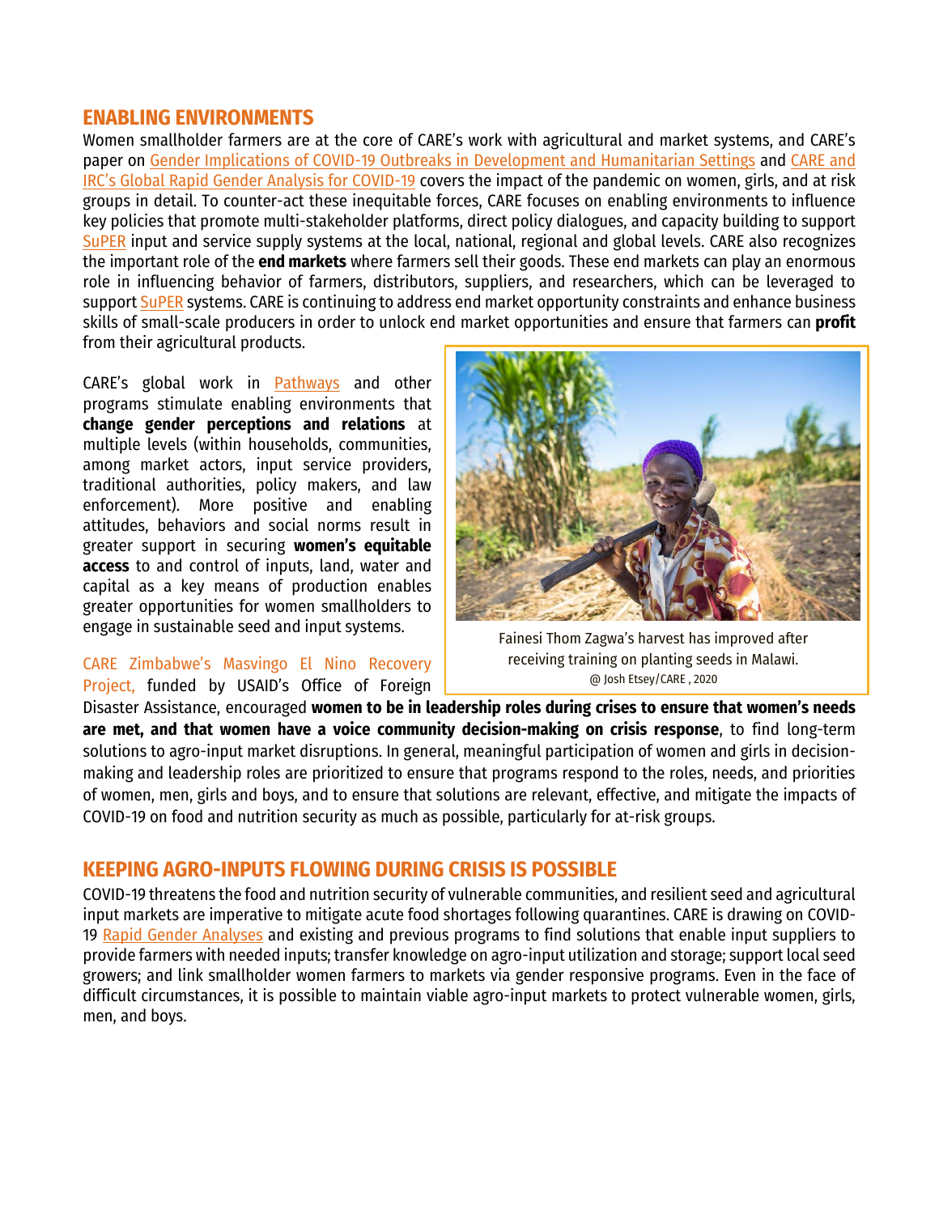## ENABLING ENVIRONMENTS

Women smallholder farmers are at the core of CARE's work with agricultural and market systems, and CARE's paper on Gender Implications of COVID-19 Outbreaks in Development and Humanitarian Settings and CARE and IRC's Global Rapid Gender Analysis for COVID-19 covers the impact of the pandemic on women, girls, and at risk groups in detail. To counter-act these inequitable forces, CARE focuses on enabling environments to influence key policies that promote multi-stakeholder platforms, direct policy dialogues, and capacity building to support SuPER input and service supply systems at the local, national, regional and global levels. CARE also recognizes the important role of the **end markets** where farmers sell their goods. These end markets can play an enormous role in influencing behavior of farmers, distributors, suppliers, and researchers, which can be leveraged to support SuPER systems. CARE is continuing to address end market opportunity constraints and enhance business skills of small-scale producers in order to unlock end market opportunities and ensure that farmers can **profit** from their agricultural products.

CARE's global work in Pathways and other programs stimulate enabling environments that **change gender perceptions and relations** at multiple levels (within households, communities, among market actors, input service providers, traditional authorities, policy makers, and law enforcement). More positive and enabling attitudes, behaviors and social norms result in greater support in securing **women's equitable access** to and control of inputs, land, water and capital as a key means of production enables greater opportunities for women smallholders to engage in sustainable seed and input systems.

Fainesi Thom Zagwa's harvest has improved after receiving training on planting seeds in Malawi.
@ Josh Etsey/CARE , 2020

CARE Zimbabwe's Masvingo El Nino Recovery Project, funded by USAID's Office of Foreign Disaster Assistance, encouraged **women to be in leadership roles during crises to ensure that women's needs are met, and that women have a voice community decision-making on crisis response**, to find long-term solutions to agro-input market disruptions. In general, meaningful participation of women and girls in decision-making and leadership roles are prioritized to ensure that programs respond to the roles, needs, and priorities of women, men, girls and boys, and to ensure that solutions are relevant, effective, and mitigate the impacts of COVID-19 on food and nutrition security as much as possible, particularly for at-risk groups.

## KEEPING AGRO-INPUTS FLOWING DURING CRISIS IS POSSIBLE

COVID-19 threatens the food and nutrition security of vulnerable communities, and resilient seed and agricultural input markets are imperative to mitigate acute food shortages following quarantines. CARE is drawing on COVID-19 Rapid Gender Analyses and existing and previous programs to find solutions that enable input suppliers to provide farmers with needed inputs; transfer knowledge on agro-input utilization and storage; support local seed growers; and link smallholder women farmers to markets via gender responsive programs. Even in the face of difficult circumstances, it is possible to maintain viable agro-input markets to protect vulnerable women, girls, men, and boys.